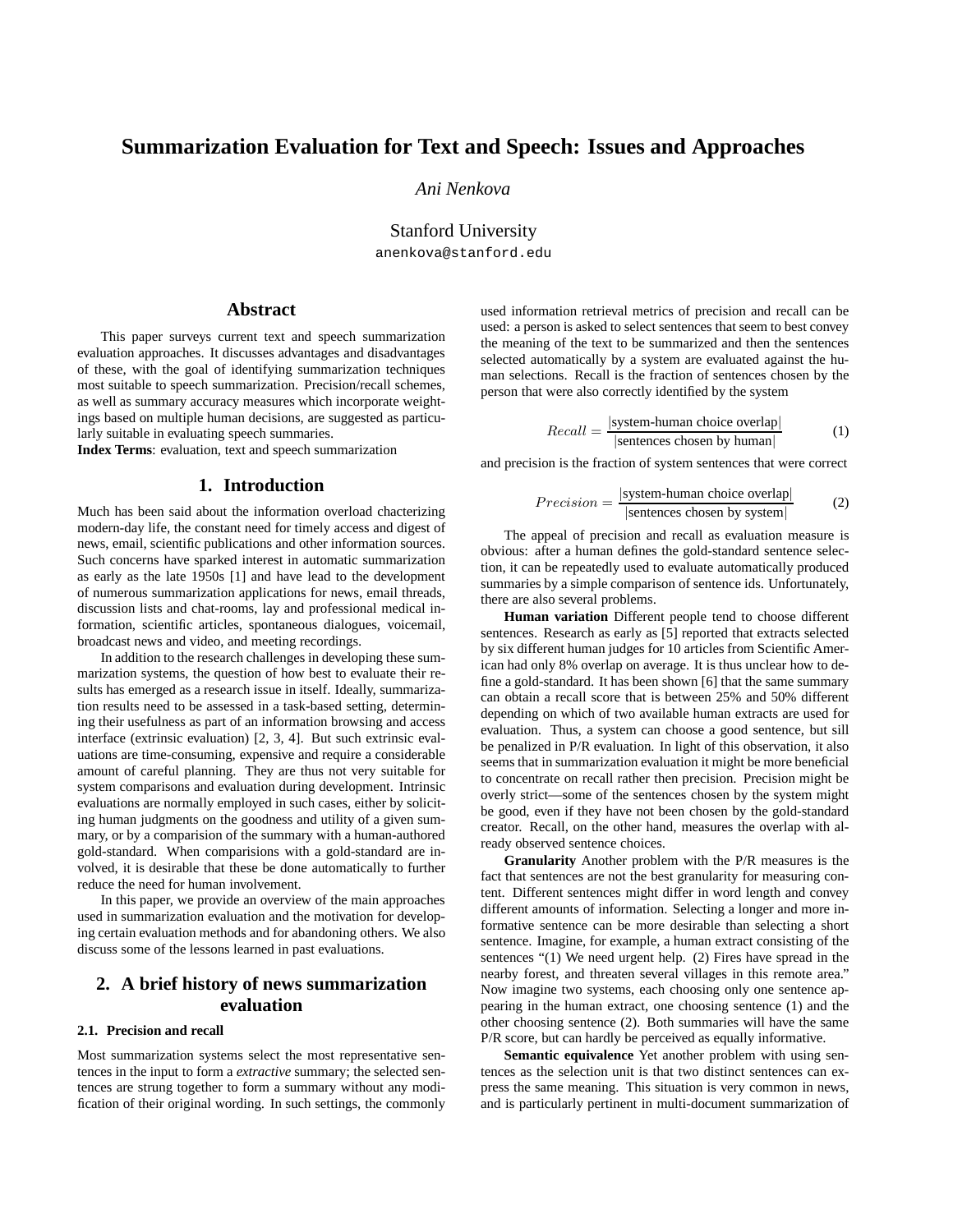# Summarization Evaluation for Text and Speech: Issues and Approaches

*Ani Nenkova*

Stanford University
anenkova@stanford.edu

## Abstract

This paper surveys current text and speech summarization evaluation approaches. It discusses advantages and disadvantages of these, with the goal of identifying summarization techniques most suitable to speech summarization. Precision/recall schemes, as well as summary accuracy measures which incorporate weightings based on multiple human decisions, are suggested as particularly suitable in evaluating speech summaries.

**Index Terms**: evaluation, text and speech summarization

## 1. Introduction

Much has been said about the information overload chacterizing modern-day life, the constant need for timely access and digest of news, email, scientific publications and other information sources. Such concerns have sparked interest in automatic summarization as early as the late 1950s [1] and have lead to the development of numerous summarization applications for news, email threads, discussion lists and chat-rooms, lay and professional medical information, scientific articles, spontaneous dialogues, voicemail, broadcast news and video, and meeting recordings.

In addition to the research challenges in developing these summarization systems, the question of how best to evaluate their results has emerged as a research issue in itself. Ideally, summarization results need to be assessed in a task-based setting, determining their usefulness as part of an information browsing and access interface (extrinsic evaluation) [2, 3, 4]. But such extrinsic evaluations are time-consuming, expensive and require a considerable amount of careful planning. They are thus not very suitable for system comparisons and evaluation during development. Intrinsic evaluations are normally employed in such cases, either by soliciting human judgments on the goodness and utility of a given summary, or by a comparision of the summary with a human-authored gold-standard. When comparisions with a gold-standard are involved, it is desirable that these be done automatically to further reduce the need for human involvement.

In this paper, we provide an overview of the main approaches used in summarization evaluation and the motivation for developing certain evaluation methods and for abandoning others. We also discuss some of the lessons learned in past evaluations.

## 2. A brief history of news summarization evaluation

### 2.1. Precision and recall

Most summarization systems select the most representative sentences in the input to form a *extractive* summary; the selected sentences are strung together to form a summary without any modification of their original wording. In such settings, the commonly used information retrieval metrics of precision and recall can be used: a person is asked to select sentences that seem to best convey the meaning of the text to be summarized and then the sentences selected automatically by a system are evaluated against the human selections. Recall is the fraction of sentences chosen by the person that were also correctly identified by the system

$$Recall = \frac{|\text{system-human choice overlap}|}{|\text{sentences chosen by human}|} \quad (1)$$

and precision is the fraction of system sentences that were correct

$$Precision = \frac{|\text{system-human choice overlap}|}{|\text{sentences chosen by system}|} \quad (2)$$

The appeal of precision and recall as evaluation measure is obvious: after a human defines the gold-standard sentence selection, it can be repeatedly used to evaluate automatically produced summaries by a simple comparison of sentence ids. Unfortunately, there are also several problems.

**Human variation** Different people tend to choose different sentences. Research as early as [5] reported that extracts selected by six different human judges for 10 articles from Scientific American had only 8% overlap on average. It is thus unclear how to define a gold-standard. It has been shown [6] that the same summary can obtain a recall score that is between 25% and 50% different depending on which of two available human extracts are used for evaluation. Thus, a system can choose a good sentence, but sill be penalized in P/R evaluation. In light of this observation, it also seems that in summarization evaluation it might be more beneficial to concentrate on recall rather then precision. Precision might be overly strict—some of the sentences chosen by the system might be good, even if they have not been chosen by the gold-standard creator. Recall, on the other hand, measures the overlap with already observed sentence choices.

**Granularity** Another problem with the P/R measures is the fact that sentences are not the best granularity for measuring content. Different sentences might differ in word length and convey different amounts of information. Selecting a longer and more informative sentence can be more desirable than selecting a short sentence. Imagine, for example, a human extract consisting of the sentences "(1) We need urgent help. (2) Fires have spread in the nearby forest, and threaten several villages in this remote area." Now imagine two systems, each choosing only one sentence appearing in the human extract, one choosing sentence (1) and the other choosing sentence (2). Both summaries will have the same P/R score, but can hardly be perceived as equally informative.

**Semantic equivalence** Yet another problem with using sentences as the selection unit is that two distinct sentences can express the same meaning. This situation is very common in news, and is particularly pertinent in multi-document summarization of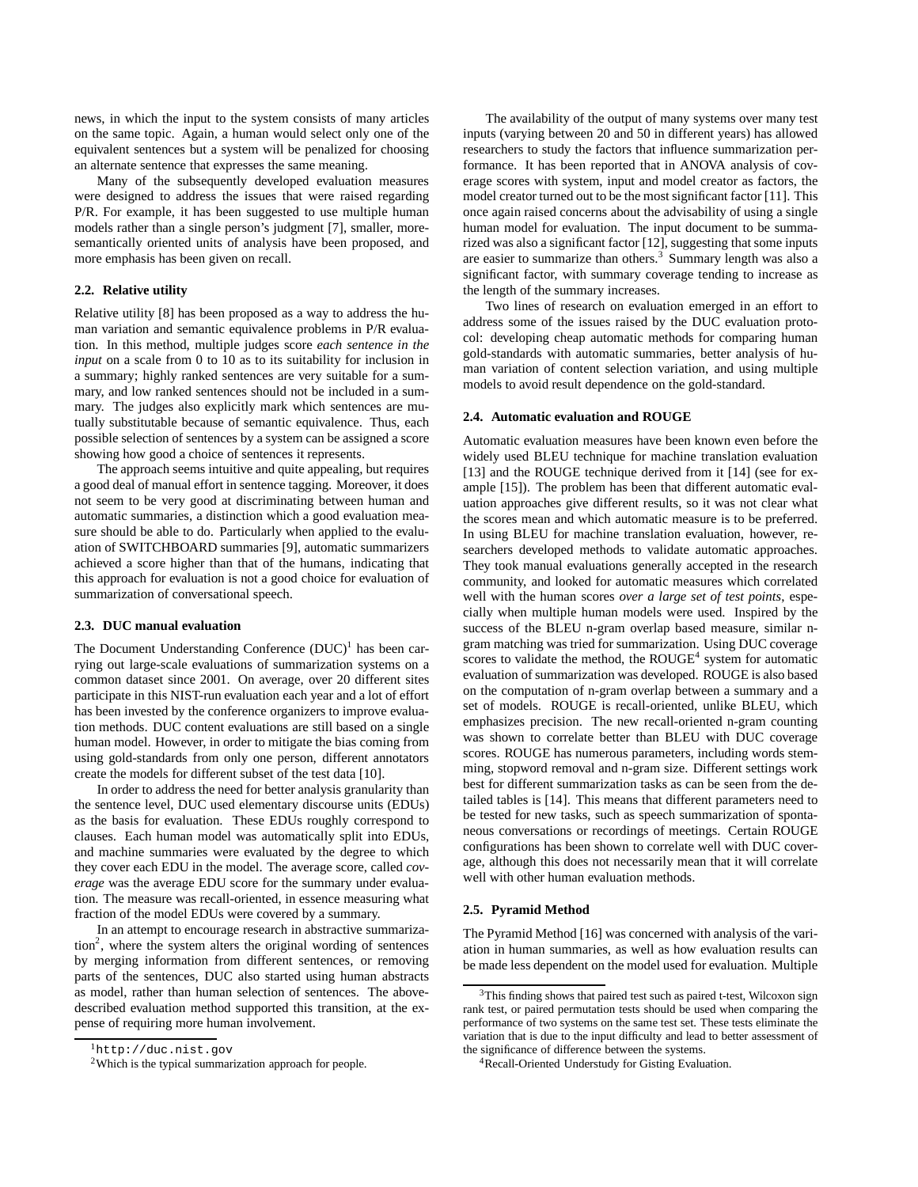news, in which the input to the system consists of many articles on the same topic. Again, a human would select only one of the equivalent sentences but a system will be penalized for choosing an alternate sentence that expresses the same meaning.

Many of the subsequently developed evaluation measures were designed to address the issues that were raised regarding P/R. For example, it has been suggested to use multiple human models rather than a single person's judgment [7], smaller, more-semantically oriented units of analysis have been proposed, and more emphasis has been given on recall.

### 2.2. Relative utility

Relative utility [8] has been proposed as a way to address the human variation and semantic equivalence problems in P/R evaluation. In this method, multiple judges score *each sentence in the input* on a scale from 0 to 10 as to its suitability for inclusion in a summary; highly ranked sentences are very suitable for a summary, and low ranked sentences should not be included in a summary. The judges also explicitly mark which sentences are mutually substitutable because of semantic equivalence. Thus, each possible selection of sentences by a system can be assigned a score showing how good a choice of sentences it represents.

The approach seems intuitive and quite appealing, but requires a good deal of manual effort in sentence tagging. Moreover, it does not seem to be very good at discriminating between human and automatic summaries, a distinction which a good evaluation measure should be able to do. Particularly when applied to the evaluation of SWITCHBOARD summaries [9], automatic summarizers achieved a score higher than that of the humans, indicating that this approach for evaluation is not a good choice for evaluation of summarization of conversational speech.

### 2.3. DUC manual evaluation

The Document Understanding Conference (DUC)[1] has been carrying out large-scale evaluations of summarization systems on a common dataset since 2001. On average, over 20 different sites participate in this NIST-run evaluation each year and a lot of effort has been invested by the conference organizers to improve evaluation methods. DUC content evaluations are still based on a single human model. However, in order to mitigate the bias coming from using gold-standards from only one person, different annotators create the models for different subset of the test data [10].

In order to address the need for better analysis granularity than the sentence level, DUC used elementary discourse units (EDUs) as the basis for evaluation. These EDUs roughly correspond to clauses. Each human model was automatically split into EDUs, and machine summaries were evaluated by the degree to which they cover each EDU in the model. The average score, called *coverage* was the average EDU score for the summary under evaluation. The measure was recall-oriented, in essence measuring what fraction of the model EDUs were covered by a summary.

In an attempt to encourage research in abstractive summarization[2], where the system alters the original wording of sentences by merging information from different sentences, or removing parts of the sentences, DUC also started using human abstracts as model, rather than human selection of sentences. The above-described evaluation method supported this transition, at the expense of requiring more human involvement.

The availability of the output of many systems over many test inputs (varying between 20 and 50 in different years) has allowed researchers to study the factors that influence summarization performance. It has been reported that in ANOVA analysis of coverage scores with system, input and model creator as factors, the model creator turned out to be the most significant factor [11]. This once again raised concerns about the advisability of using a single human model for evaluation. The input document to be summarized was also a significant factor [12], suggesting that some inputs are easier to summarize than others.[3] Summary length was also a significant factor, with summary coverage tending to increase as the length of the summary increases.

Two lines of research on evaluation emerged in an effort to address some of the issues raised by the DUC evaluation protocol: developing cheap automatic methods for comparing human gold-standards with automatic summaries, better analysis of human variation of content selection variation, and using multiple models to avoid result dependence on the gold-standard.

### 2.4. Automatic evaluation and ROUGE

Automatic evaluation measures have been known even before the widely used BLEU technique for machine translation evaluation [13] and the ROUGE technique derived from it [14] (see for example [15]). The problem has been that different automatic evaluation approaches give different results, so it was not clear what the scores mean and which automatic measure is to be preferred. In using BLEU for machine translation evaluation, however, researchers developed methods to validate automatic approaches. They took manual evaluations generally accepted in the research community, and looked for automatic measures which correlated well with the human scores *over a large set of test points*, especially when multiple human models were used. Inspired by the success of the BLEU n-gram overlap based measure, similar n-gram matching was tried for summarization. Using DUC coverage scores to validate the method, the ROUGE[4] system for automatic evaluation of summarization was developed. ROUGE is also based on the computation of n-gram overlap between a summary and a set of models. ROUGE is recall-oriented, unlike BLEU, which emphasizes precision. The new recall-oriented n-gram counting was shown to correlate better than BLEU with DUC coverage scores. ROUGE has numerous parameters, including words stemming, stopword removal and n-gram size. Different settings work best for different summarization tasks as can be seen from the detailed tables is [14]. This means that different parameters need to be tested for new tasks, such as speech summarization of spontaneous conversations or recordings of meetings. Certain ROUGE configurations has been shown to correlate well with DUC coverage, although this does not necessarily mean that it will correlate well with other human evaluation methods.

### 2.5. Pyramid Method

The Pyramid Method [16] was concerned with analysis of the variation in human summaries, as well as how evaluation results can be made less dependent on the model used for evaluation. Multiple

---

[1] `http://duc.nist.gov`

[2] Which is the typical summarization approach for people.

[3] This finding shows that paired test such as paired t-test, Wilcoxon sign rank test, or paired permutation tests should be used when comparing the performance of two systems on the same test set. These tests eliminate the variation that is due to the input difficulty and lead to better assessment of the significance of difference between the systems.

[4] Recall-Oriented Understudy for Gisting Evaluation.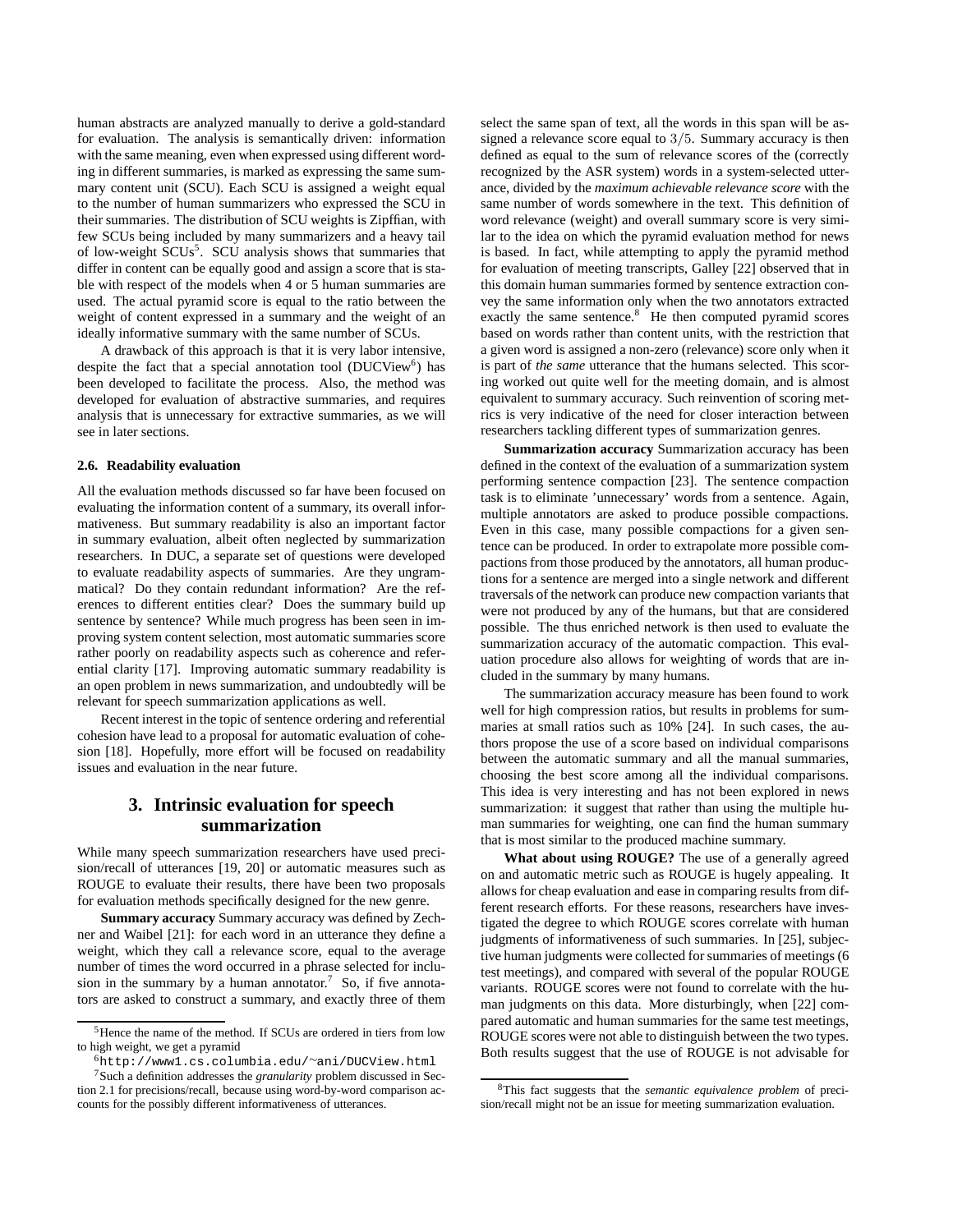human abstracts are analyzed manually to derive a gold-standard for evaluation. The analysis is semantically driven: information with the same meaning, even when expressed using different wording in different summaries, is marked as expressing the same summary content unit (SCU). Each SCU is assigned a weight equal to the number of human summarizers who expressed the SCU in their summaries. The distribution of SCU weights is Zipffian, with few SCUs being included by many summarizers and a heavy tail of low-weight SCUs[5]. SCU analysis shows that summaries that differ in content can be equally good and assign a score that is stable with respect of the models when 4 or 5 human summaries are used. The actual pyramid score is equal to the ratio between the weight of content expressed in a summary and the weight of an ideally informative summary with the same number of SCUs.

A drawback of this approach is that it is very labor intensive, despite the fact that a special annotation tool (DUCView[6]) has been developed to facilitate the process. Also, the method was developed for evaluation of abstractive summaries, and requires analysis that is unnecessary for extractive summaries, as we will see in later sections.

### 2.6. Readability evaluation

All the evaluation methods discussed so far have been focused on evaluating the information content of a summary, its overall informativeness. But summary readability is also an important factor in summary evaluation, albeit often neglected by summarization researchers. In DUC, a separate set of questions were developed to evaluate readability aspects of summaries. Are they ungrammatical? Do they contain redundant information? Are the references to different entities clear? Does the summary build up sentence by sentence? While much progress has been seen in improving system content selection, most automatic summaries score rather poorly on readability aspects such as coherence and referential clarity [17]. Improving automatic summary readability is an open problem in news summarization, and undoubtedly will be relevant for speech summarization applications as well.

Recent interest in the topic of sentence ordering and referential cohesion have lead to a proposal for automatic evaluation of cohesion [18]. Hopefully, more effort will be focused on readability issues and evaluation in the near future.

## 3. Intrinsic evaluation for speech summarization

While many speech summarization researchers have used precision/recall of utterances [19, 20] or automatic measures such as ROUGE to evaluate their results, there have been two proposals for evaluation methods specifically designed for the new genre.

**Summary accuracy** Summary accuracy was defined by Zechner and Waibel [21]: for each word in an utterance they define a weight, which they call a relevance score, equal to the average number of times the word occurred in a phrase selected for inclusion in the summary by a human annotator.[7] So, if five annotators are asked to construct a summary, and exactly three of them select the same span of text, all the words in this span will be assigned a relevance score equal to $3/5$. Summary accuracy is then defined as equal to the sum of relevance scores of the (correctly recognized by the ASR system) words in a system-selected utterance, divided by the *maximum achievable relevance score* with the same number of words somewhere in the text. This definition of word relevance (weight) and overall summary score is very similar to the idea on which the pyramid evaluation method for news is based. In fact, while attempting to apply the pyramid method for evaluation of meeting transcripts, Galley [22] observed that in this domain human summaries formed by sentence extraction convey the same information only when the two annotators extracted exactly the same sentence.[8] He then computed pyramid scores based on words rather than content units, with the restriction that a given word is assigned a non-zero (relevance) score only when it is part of *the same* utterance that the humans selected. This scoring worked out quite well for the meeting domain, and is almost equivalent to summary accuracy. Such reinvention of scoring metrics is very indicative of the need for closer interaction between researchers tackling different types of summarization genres.

**Summarization accuracy** Summarization accuracy has been defined in the context of the evaluation of a summarization system performing sentence compaction [23]. The sentence compaction task is to eliminate 'unnecessary' words from a sentence. Again, multiple annotators are asked to produce possible compactions. Even in this case, many possible compactions for a given sentence can be produced. In order to extrapolate more possible compactions from those produced by the annotators, all human productions for a sentence are merged into a single network and different traversals of the network can produce new compaction variants that were not produced by any of the humans, but that are considered possible. The thus enriched network is then used to evaluate the summarization accuracy of the automatic compaction. This evaluation procedure also allows for weighting of words that are included in the summary by many humans.

The summarization accuracy measure has been found to work well for high compression ratios, but results in problems for summaries at small ratios such as 10% [24]. In such cases, the authors propose the use of a score based on individual comparisons between the automatic summary and all the manual summaries, choosing the best score among all the individual comparisons. This idea is very interesting and has not been explored in news summarization: it suggest that rather than using the multiple human summaries for weighting, one can find the human summary that is most similar to the produced machine summary.

**What about using ROUGE?** The use of a generally agreed on and automatic metric such as ROUGE is hugely appealing. It allows for cheap evaluation and ease in comparing results from different research efforts. For these reasons, researchers have investigated the degree to which ROUGE scores correlate with human judgments of informativeness of such summaries. In [25], subjective human judgments were collected for summaries of meetings (6 test meetings), and compared with several of the popular ROUGE variants. ROUGE scores were not found to correlate with the human judgments on this data. More disturbingly, when [22] compared automatic and human summaries for the same test meetings, ROUGE scores were not able to distinguish between the two types. Both results suggest that the use of ROUGE is not advisable for

---

[5] Hence the name of the method. If SCUs are ordered in tiers from low to high weight, we get a pyramid

[6] http://www1.cs.columbia.edu/~ani/DUCView.html

[7] Such a definition addresses the *granularity* problem discussed in Section 2.1 for precisions/recall, because using word-by-word comparison accounts for the possibly different informativeness of utterances.

[8] This fact suggests that the *semantic equivalence problem* of precision/recall might not be an issue for meeting summarization evaluation.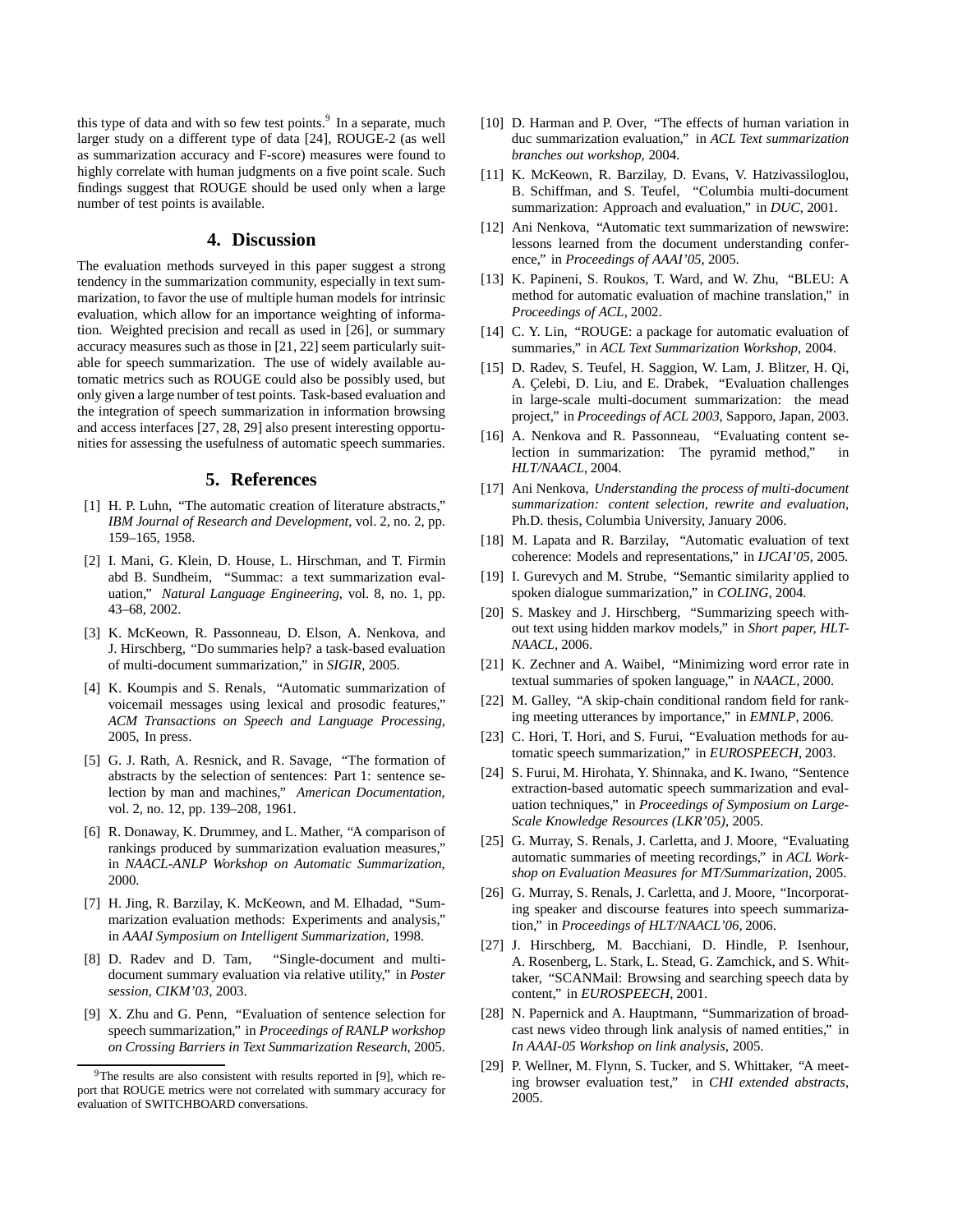this type of data and with so few test points.[9] In a separate, much larger study on a different type of data [24], ROUGE-2 (as well as summarization accuracy and F-score) measures were found to highly correlate with human judgments on a five point scale. Such findings suggest that ROUGE should be used only when a large number of test points is available.

## 4. Discussion

The evaluation methods surveyed in this paper suggest a strong tendency in the summarization community, especially in text summarization, to favor the use of multiple human models for intrinsic evaluation, which allow for an importance weighting of information. Weighted precision and recall as used in [26], or summary accuracy measures such as those in [21, 22] seem particularly suitable for speech summarization. The use of widely available automatic metrics such as ROUGE could also be possibly used, but only given a large number of test points. Task-based evaluation and the integration of speech summarization in information browsing and access interfaces [27, 28, 29] also present interesting opportunities for assessing the usefulness of automatic speech summaries.

## 5. References

[1] H. P. Luhn, "The automatic creation of literature abstracts," *IBM Journal of Research and Development*, vol. 2, no. 2, pp. 159–165, 1958.

[2] I. Mani, G. Klein, D. House, L. Hirschman, and T. Firmin abd B. Sundheim, "Summac: a text summarization evaluation," *Natural Language Engineering*, vol. 8, no. 1, pp. 43–68, 2002.

[3] K. McKeown, R. Passonneau, D. Elson, A. Nenkova, and J. Hirschberg, "Do summaries help? a task-based evaluation of multi-document summarization," in *SIGIR*, 2005.

[4] K. Koumpis and S. Renals, "Automatic summarization of voicemail messages using lexical and prosodic features," *ACM Transactions on Speech and Language Processing*, 2005, In press.

[5] G. J. Rath, A. Resnick, and R. Savage, "The formation of abstracts by the selection of sentences: Part 1: sentence selection by man and machines," *American Documentation*, vol. 2, no. 12, pp. 139–208, 1961.

[6] R. Donaway, K. Drummey, and L. Mather, "A comparison of rankings produced by summarization evaluation measures," in *NAACL-ANLP Workshop on Automatic Summarization*, 2000.

[7] H. Jing, R. Barzilay, K. McKeown, and M. Elhadad, "Summarization evaluation methods: Experiments and analysis," in *AAAI Symposium on Intelligent Summarization*, 1998.

[8] D. Radev and D. Tam, "Single-document and multi-document summary evaluation via relative utility," in *Poster session, CIKM'03*, 2003.

[9] X. Zhu and G. Penn, "Evaluation of sentence selection for speech summarization," in *Proceedings of RANLP workshop on Crossing Barriers in Text Summarization Research*, 2005.

[10] D. Harman and P. Over, "The effects of human variation in duc summarization evaluation," in *ACL Text summarization branches out workshop*, 2004.

[11] K. McKeown, R. Barzilay, D. Evans, V. Hatzivassiloglou, B. Schiffman, and S. Teufel, "Columbia multi-document summarization: Approach and evaluation," in *DUC*, 2001.

[12] Ani Nenkova, "Automatic text summarization of newswire: lessons learned from the document understanding conference," in *Proceedings of AAAI'05*, 2005.

[13] K. Papineni, S. Roukos, T. Ward, and W. Zhu, "BLEU: A method for automatic evaluation of machine translation," in *Proceedings of ACL*, 2002.

[14] C. Y. Lin, "ROUGE: a package for automatic evaluation of summaries," in *ACL Text Summarization Workshop*, 2004.

[15] D. Radev, S. Teufel, H. Saggion, W. Lam, J. Blitzer, H. Qi, A. Çelebi, D. Liu, and E. Drabek, "Evaluation challenges in large-scale multi-document summarization: the mead project," in *Proceedings of ACL 2003*, Sapporo, Japan, 2003.

[16] A. Nenkova and R. Passonneau, "Evaluating content selection in summarization: The pyramid method," in *HLT/NAACL*, 2004.

[17] Ani Nenkova, *Understanding the process of multi-document summarization: content selection, rewrite and evaluation*, Ph.D. thesis, Columbia University, January 2006.

[18] M. Lapata and R. Barzilay, "Automatic evaluation of text coherence: Models and representations," in *IJCAI'05*, 2005.

[19] I. Gurevych and M. Strube, "Semantic similarity applied to spoken dialogue summarization," in *COLING*, 2004.

[20] S. Maskey and J. Hirschberg, "Summarizing speech without text using hidden markov models," in *Short paper, HLT-NAACL*, 2006.

[21] K. Zechner and A. Waibel, "Minimizing word error rate in textual summaries of spoken language," in *NAACL*, 2000.

[22] M. Galley, "A skip-chain conditional random field for ranking meeting utterances by importance," in *EMNLP*, 2006.

[23] C. Hori, T. Hori, and S. Furui, "Evaluation methods for automatic speech summarization," in *EUROSPEECH*, 2003.

[24] S. Furui, M. Hirohata, Y. Shinnaka, and K. Iwano, "Sentence extraction-based automatic speech summarization and evaluation techniques," in *Proceedings of Symposium on Large-Scale Knowledge Resources (LKR'05)*, 2005.

[25] G. Murray, S. Renals, J. Carletta, and J. Moore, "Evaluating automatic summaries of meeting recordings," in *ACL Workshop on Evaluation Measures for MT/Summarization*, 2005.

[26] G. Murray, S. Renals, J. Carletta, and J. Moore, "Incorporating speaker and discourse features into speech summarization," in *Proceedings of HLT/NAACL'06*, 2006.

[27] J. Hirschberg, M. Bacchiani, D. Hindle, P. Isenhour, A. Rosenberg, L. Stark, L. Stead, G. Zamchick, and S. Whittaker, "SCANMail: Browsing and searching speech data by content," in *EUROSPEECH*, 2001.

[28] N. Papernick and A. Hauptmann, "Summarization of broadcast news video through link analysis of named entities," in *In AAAI-05 Workshop on link analysis*, 2005.

[29] P. Wellner, M. Flynn, S. Tucker, and S. Whittaker, "A meeting browser evaluation test," in *CHI extended abstracts*, 2005.

[9] The results are also consistent with results reported in [9], which report that ROUGE metrics were not correlated with summary accuracy for evaluation of SWITCHBOARD conversations.